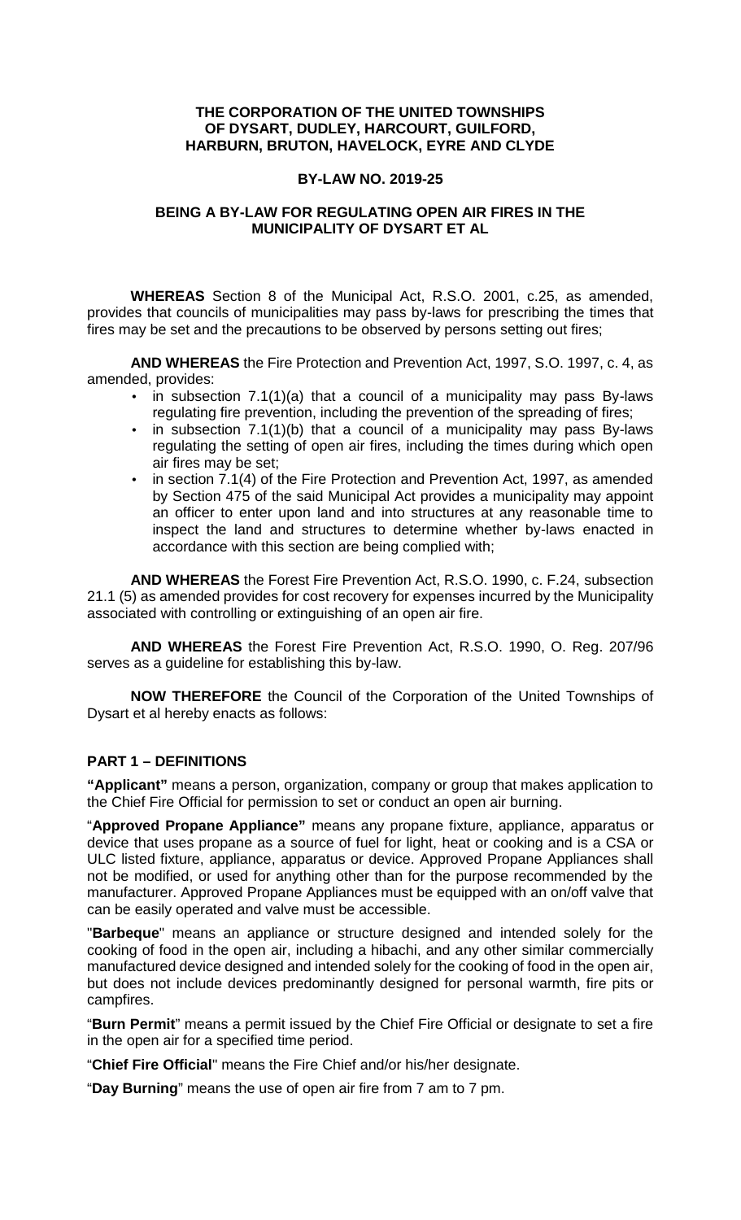**THE CORPORATION OF THE UNITED TOWNSHIPS OF DYSART, DUDLEY, HARCOURT, GUILFORD, HARBURN, BRUTON, HAVELOCK, EYRE AND CLYDE**

**BY-LAW NO. 2019-25**

**BEING A BY-LAW FOR REGULATING OPEN AIR FIRES IN THE MUNICIPALITY OF DYSART ET AL**

**WHEREAS** Section 8 of the Municipal Act, R.S.O. 2001, c.25, as amended, provides that councils of municipalities may pass by-laws for prescribing the times that fires may be set and the precautions to be observed by persons setting out fires;

**AND WHEREAS** the Fire Protection and Prevention Act, 1997, S.O. 1997, c. 4, as amended, provides:

- in subsection 7.1(1)(a) that a council of a municipality may pass By-laws regulating fire prevention, including the prevention of the spreading of fires;
- in subsection 7.1(1)(b) that a council of a municipality may pass By-laws regulating the setting of open air fires, including the times during which open air fires may be set;
- in section 7.1(4) of the Fire Protection and Prevention Act, 1997, as amended by Section 475 of the said Municipal Act provides a municipality may appoint an officer to enter upon land and into structures at any reasonable time to inspect the land and structures to determine whether by-laws enacted in accordance with this section are being complied with;

**AND WHEREAS** the Forest Fire Prevention Act, R.S.O. 1990, c. F.24, subsection 21.1 (5) as amended provides for cost recovery for expenses incurred by the Municipality associated with controlling or extinguishing of an open air fire.

**AND WHEREAS** the Forest Fire Prevention Act, R.S.O. 1990, O. Reg. 207/96 serves as a guideline for establishing this by-law.

**NOW THEREFORE** the Council of the Corporation of the United Townships of Dysart et al hereby enacts as follows:

## PART 1 – DEFINITIONS

**"Applicant"** means a person, organization, company or group that makes application to the Chief Fire Official for permission to set or conduct an open air burning.

"**Approved Propane Appliance"** means any propane fixture, appliance, apparatus or device that uses propane as a source of fuel for light, heat or cooking and is a CSA or ULC listed fixture, appliance, apparatus or device. Approved Propane Appliances shall not be modified, or used for anything other than for the purpose recommended by the manufacturer. Approved Propane Appliances must be equipped with an on/off valve that can be easily operated and valve must be accessible.

"**Barbeque**" means an appliance or structure designed and intended solely for the cooking of food in the open air, including a hibachi, and any other similar commercially manufactured device designed and intended solely for the cooking of food in the open air, but does not include devices predominantly designed for personal warmth, fire pits or campfires.

"**Burn Permit**" means a permit issued by the Chief Fire Official or designate to set a fire in the open air for a specified time period.

"**Chief Fire Official**" means the Fire Chief and/or his/her designate.

"**Day Burning**" means the use of open air fire from 7 am to 7 pm.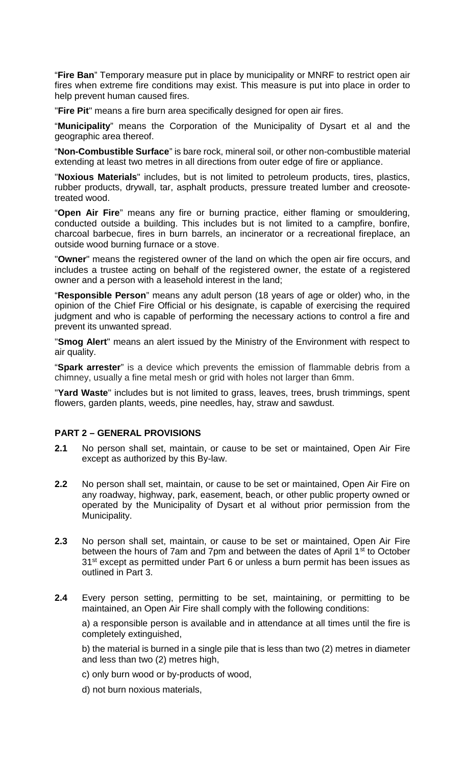“**Fire Ban**” Temporary measure put in place by municipality or MNRF to restrict open air fires when extreme fire conditions may exist. This measure is put into place in order to help prevent human caused fires.

"**Fire Pit**" means a fire burn area specifically designed for open air fires.

“**Municipality**” means the Corporation of the Municipality of Dysart et al and the geographic area thereof.

“**Non-Combustible Surface**” is bare rock, mineral soil, or other non-combustible material extending at least two metres in all directions from outer edge of fire or appliance.

"**Noxious Materials**" includes, but is not limited to petroleum products, tires, plastics, rubber products, drywall, tar, asphalt products, pressure treated lumber and creosote-treated wood.

“**Open Air Fire**” means any fire or burning practice, either flaming or smouldering, conducted outside a building. This includes but is not limited to a campfire, bonfire, charcoal barbecue, fires in burn barrels, an incinerator or a recreational fireplace, an outside wood burning furnace or a stove.

"**Owner**" means the registered owner of the land on which the open air fire occurs, and includes a trustee acting on behalf of the registered owner, the estate of a registered owner and a person with a leasehold interest in the land;

“**Responsible Person**” means any adult person (18 years of age or older) who, in the opinion of the Chief Fire Official or his designate, is capable of exercising the required judgment and who is capable of performing the necessary actions to control a fire and prevent its unwanted spread.

"**Smog Alert**" means an alert issued by the Ministry of the Environment with respect to air quality.

“**Spark arrester**” is a device which prevents the emission of flammable debris from a chimney, usually a fine metal mesh or grid with holes not larger than 6mm.

"**Yard Waste**" includes but is not limited to grass, leaves, trees, brush trimmings, spent flowers, garden plants, weeds, pine needles, hay, straw and sawdust.

## PART 2 – GENERAL PROVISIONS

**2.1** No person shall set, maintain, or cause to be set or maintained, Open Air Fire except as authorized by this By-law.

**2.2** No person shall set, maintain, or cause to be set or maintained, Open Air Fire on any roadway, highway, park, easement, beach, or other public property owned or operated by the Municipality of Dysart et al without prior permission from the Municipality.

**2.3** No person shall set, maintain, or cause to be set or maintained, Open Air Fire between the hours of 7am and 7pm and between the dates of April 1st to October 31st except as permitted under Part 6 or unless a burn permit has been issues as outlined in Part 3.

**2.4** Every person setting, permitting to be set, maintaining, or permitting to be maintained, an Open Air Fire shall comply with the following conditions:

a) a responsible person is available and in attendance at all times until the fire is completely extinguished,

b) the material is burned in a single pile that is less than two (2) metres in diameter and less than two (2) metres high,

c) only burn wood or by-products of wood,

d) not burn noxious materials,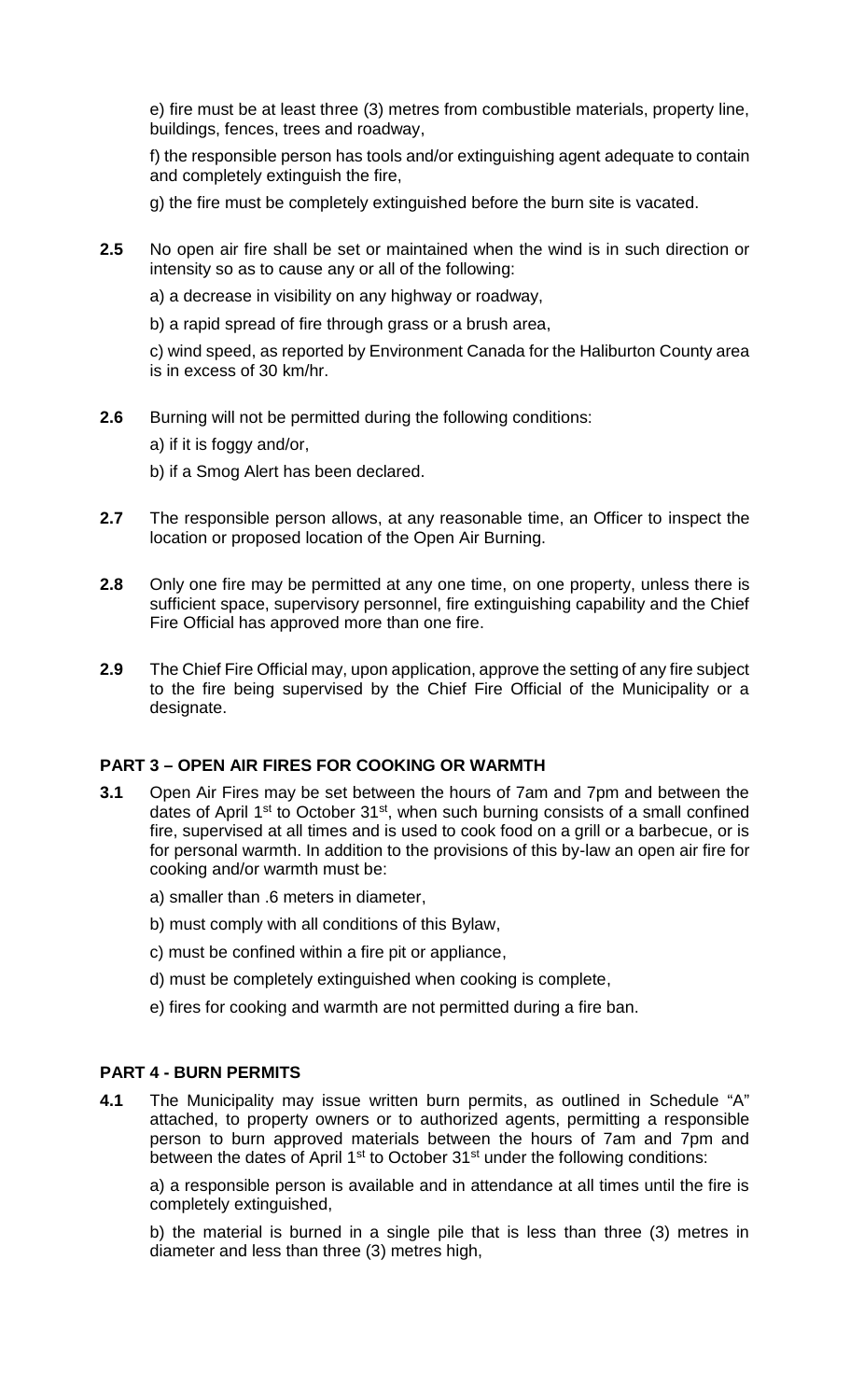e) fire must be at least three (3) metres from combustible materials, property line, buildings, fences, trees and roadway,

f) the responsible person has tools and/or extinguishing agent adequate to contain and completely extinguish the fire,

g) the fire must be completely extinguished before the burn site is vacated.

**2.5** No open air fire shall be set or maintained when the wind is in such direction or intensity so as to cause any or all of the following:

a) a decrease in visibility on any highway or roadway,

b) a rapid spread of fire through grass or a brush area,

c) wind speed, as reported by Environment Canada for the Haliburton County area is in excess of 30 km/hr.

**2.6** Burning will not be permitted during the following conditions:

a) if it is foggy and/or,

b) if a Smog Alert has been declared.

**2.7** The responsible person allows, at any reasonable time, an Officer to inspect the location or proposed location of the Open Air Burning.

**2.8** Only one fire may be permitted at any one time, on one property, unless there is sufficient space, supervisory personnel, fire extinguishing capability and the Chief Fire Official has approved more than one fire.

**2.9** The Chief Fire Official may, upon application, approve the setting of any fire subject to the fire being supervised by the Chief Fire Official of the Municipality or a designate.

## PART 3 – OPEN AIR FIRES FOR COOKING OR WARMTH

**3.1** Open Air Fires may be set between the hours of 7am and 7pm and between the dates of April 1st to October 31st, when such burning consists of a small confined fire, supervised at all times and is used to cook food on a grill or a barbecue, or is for personal warmth. In addition to the provisions of this by-law an open air fire for cooking and/or warmth must be:

a) smaller than .6 meters in diameter,

b) must comply with all conditions of this Bylaw,

c) must be confined within a fire pit or appliance,

d) must be completely extinguished when cooking is complete,

e) fires for cooking and warmth are not permitted during a fire ban.

## PART 4 - BURN PERMITS

**4.1** The Municipality may issue written burn permits, as outlined in Schedule "A" attached, to property owners or to authorized agents, permitting a responsible person to burn approved materials between the hours of 7am and 7pm and between the dates of April 1st to October 31st under the following conditions:

a) a responsible person is available and in attendance at all times until the fire is completely extinguished,

b) the material is burned in a single pile that is less than three (3) metres in diameter and less than three (3) metres high,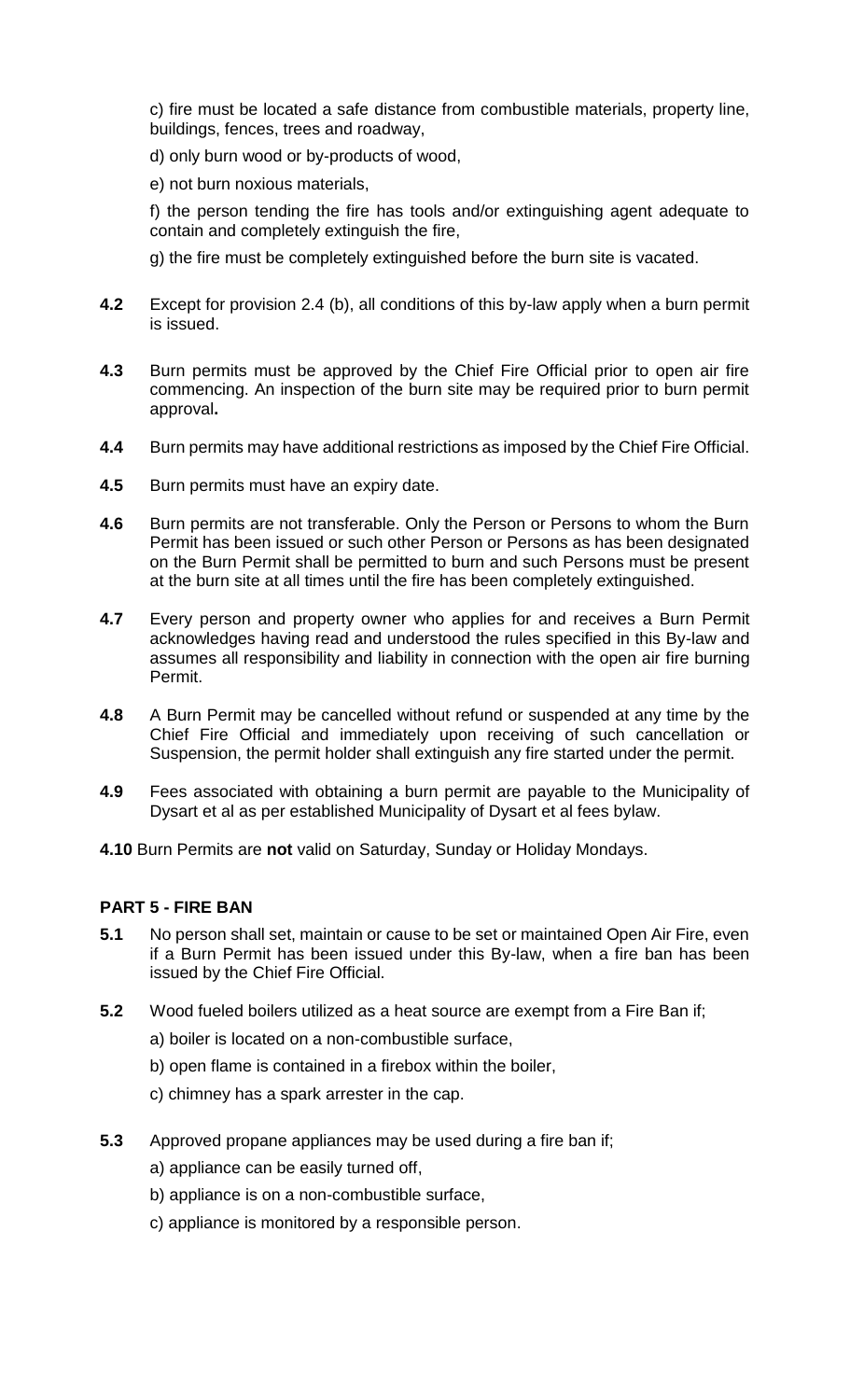c) fire must be located a safe distance from combustible materials, property line, buildings, fences, trees and roadway,

d) only burn wood or by-products of wood,

e) not burn noxious materials,

f) the person tending the fire has tools and/or extinguishing agent adequate to contain and completely extinguish the fire,

g) the fire must be completely extinguished before the burn site is vacated.

**4.2** Except for provision 2.4 (b), all conditions of this by-law apply when a burn permit is issued.

**4.3** Burn permits must be approved by the Chief Fire Official prior to open air fire commencing. An inspection of the burn site may be required prior to burn permit approval**.**

**4.4** Burn permits may have additional restrictions as imposed by the Chief Fire Official.

**4.5** Burn permits must have an expiry date.

**4.6** Burn permits are not transferable. Only the Person or Persons to whom the Burn Permit has been issued or such other Person or Persons as has been designated on the Burn Permit shall be permitted to burn and such Persons must be present at the burn site at all times until the fire has been completely extinguished.

**4.7** Every person and property owner who applies for and receives a Burn Permit acknowledges having read and understood the rules specified in this By-law and assumes all responsibility and liability in connection with the open air fire burning Permit.

**4.8** A Burn Permit may be cancelled without refund or suspended at any time by the Chief Fire Official and immediately upon receiving of such cancellation or Suspension, the permit holder shall extinguish any fire started under the permit.

**4.9** Fees associated with obtaining a burn permit are payable to the Municipality of Dysart et al as per established Municipality of Dysart et al fees bylaw.

**4.10** Burn Permits are **not** valid on Saturday, Sunday or Holiday Mondays.

## PART 5 - FIRE BAN

**5.1** No person shall set, maintain or cause to be set or maintained Open Air Fire, even if a Burn Permit has been issued under this By-law, when a fire ban has been issued by the Chief Fire Official.

**5.2** Wood fueled boilers utilized as a heat source are exempt from a Fire Ban if;

a) boiler is located on a non-combustible surface,

b) open flame is contained in a firebox within the boiler,

c) chimney has a spark arrester in the cap.

**5.3** Approved propane appliances may be used during a fire ban if;

a) appliance can be easily turned off,

b) appliance is on a non-combustible surface,

c) appliance is monitored by a responsible person.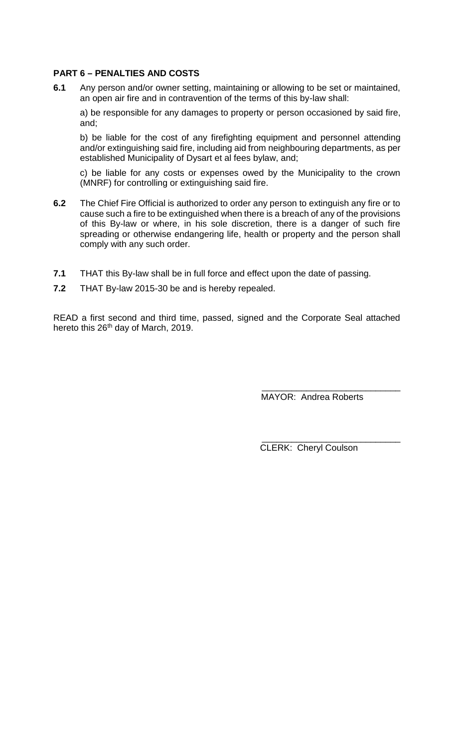**PART 6 – PENALTIES AND COSTS**

**6.1** Any person and/or owner setting, maintaining or allowing to be set or maintained, an open air fire and in contravention of the terms of this by-law shall:

a) be responsible for any damages to property or person occasioned by said fire, and;

b) be liable for the cost of any firefighting equipment and personnel attending and/or extinguishing said fire, including aid from neighbouring departments, as per established Municipality of Dysart et al fees bylaw, and;

c) be liable for any costs or expenses owed by the Municipality to the crown (MNRF) for controlling or extinguishing said fire.

**6.2** The Chief Fire Official is authorized to order any person to extinguish any fire or to cause such a fire to be extinguished when there is a breach of any of the provisions of this By-law or where, in his sole discretion, there is a danger of such fire spreading or otherwise endangering life, health or property and the person shall comply with any such order.

**7.1** THAT this By-law shall be in full force and effect upon the date of passing.

**7.2** THAT By-law 2015-30 be and is hereby repealed.

READ a first second and third time, passed, signed and the Corporate Seal attached hereto this 26th day of March, 2019.

\_\_\_\_\_\_\_\_\_\_\_\_\_\_\_\_\_\_\_\_\_\_\_\_\_\_\_\_
MAYOR: Andrea Roberts

\_\_\_\_\_\_\_\_\_\_\_\_\_\_\_\_\_\_\_\_\_\_\_\_\_\_\_\_
CLERK: Cheryl Coulson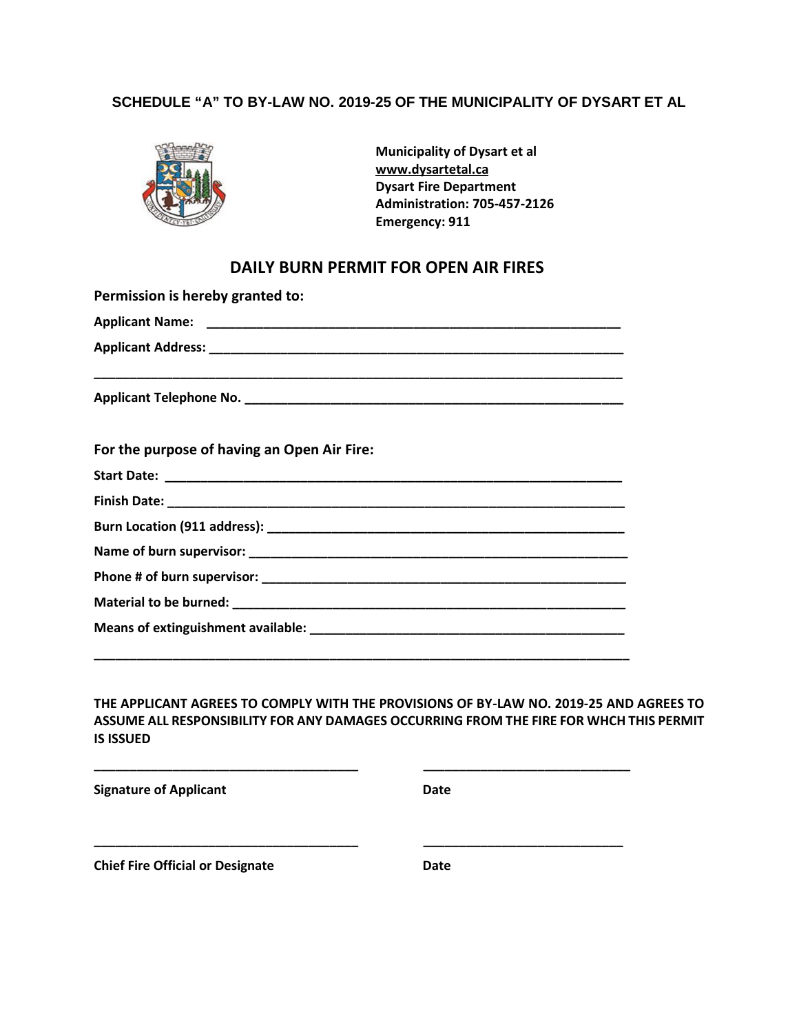**SCHEDULE "A" TO BY-LAW NO. 2019-25 OF THE MUNICIPALITY OF DYSART ET AL**

**Municipality of Dysart et al**
**www.dysartetal.ca**
**Dysart Fire Department**
**Administration: 705-457-2126**
**Emergency: 911**

## DAILY BURN PERMIT FOR OPEN AIR FIRES

**Permission is hereby granted to:**

**Applicant Name:** ___________________________________________________________

**Applicant Address:** ___________________________________________________________

_____________________________________________________________________________

**Applicant Telephone No.** _____________________________________________________

**For the purpose of having an Open Air Fire:**

**Start Date:** ________________________________________________________________

**Finish Date:** _______________________________________________________________

**Burn Location (911 address):** _________________________________________________

**Name of burn supervisor:** ____________________________________________________

**Phone # of burn supervisor:** __________________________________________________

**Material to be burned:** ______________________________________________________

**Means of extinguishment available:** ___________________________________________

_____________________________________________________________________________

**THE APPLICANT AGREES TO COMPLY WITH THE PROVISIONS OF BY-LAW NO. 2019-25 AND AGREES TO ASSUME ALL RESPONSIBILITY FOR ANY DAMAGES OCCURRING FROM THE FIRE FOR WHCH THIS PERMIT IS ISSUED**

_____________________________________ _____________________________

**Signature of Applicant** **Date**

_____________________________________ _____________________________

**Chief Fire Official or Designate** **Date**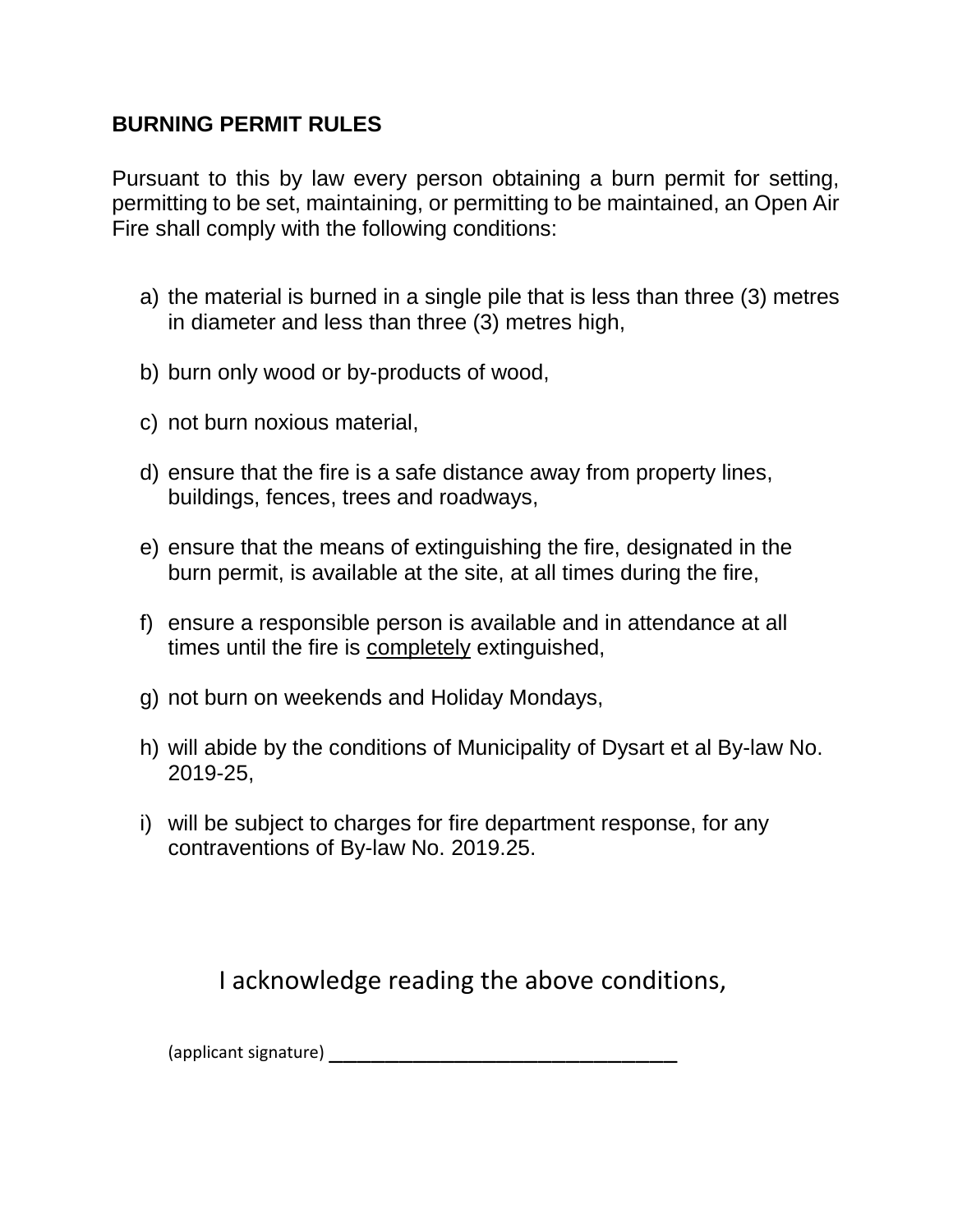**BURNING PERMIT RULES**

Pursuant to this by law every person obtaining a burn permit for setting, permitting to be set, maintaining, or permitting to be maintained, an Open Air Fire shall comply with the following conditions:

a) the material is burned in a single pile that is less than three (3) metres in diameter and less than three (3) metres high,

b) burn only wood or by-products of wood,

c) not burn noxious material,

d) ensure that the fire is a safe distance away from property lines, buildings, fences, trees and roadways,

e) ensure that the means of extinguishing the fire, designated in the burn permit, is available at the site, at all times during the fire,

f) ensure a responsible person is available and in attendance at all times until the fire is <u>completely</u> extinguished,

g) not burn on weekends and Holiday Mondays,

h) will abide by the conditions of Municipality of Dysart et al By-law No. 2019-25,

i) will be subject to charges for fire department response, for any contraventions of By-law No. 2019.25.

I acknowledge reading the above conditions,

(applicant signature) ________________________________